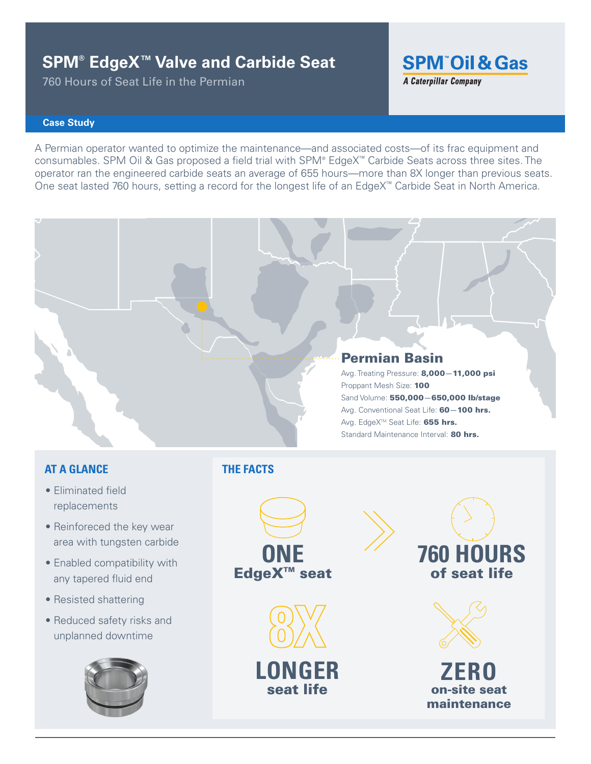# SPM® EdgeX™ Valve and Carbide Seat

760 Hours of Seat Life in the Permian

**SPM™ Oil & Gas**
*A Caterpillar Company*

**Case Study**

A Permian operator wanted to optimize the maintenance—and associated costs—of its frac equipment and consumables. SPM Oil & Gas proposed a field trial with SPM® EdgeX™ Carbide Seats across three sites. The operator ran the engineered carbide seats an average of 655 hours—more than 8X longer than previous seats. One seat lasted 760 hours, setting a record for the longest life of an EdgeX™ Carbide Seat in North America.

## Permian Basin

Avg. Treating Pressure: **8,000—11,000 psi**
Proppant Mesh Size: **100**
Sand Volume: **550,000—650,000 lb/stage**
Avg. Conventional Seat Life: **60—100 hrs.**
Avg. EdgeX™ Seat Life: **655 hrs.**
Standard Maintenance Interval: **80 hrs.**

## AT A GLANCE

- Eliminated field replacements
- Reinforeced the key wear area with tungsten carbide
- Enabled compatibility with any tapered fluid end
- Resisted shattering
- Reduced safety risks and unplanned downtime

## THE FACTS

**ONE**
**EdgeX™ seat**

**760 HOURS**
**of seat life**

**8X**
**LONGER**
**seat life**

**ZERO**
**on-site seat maintenance**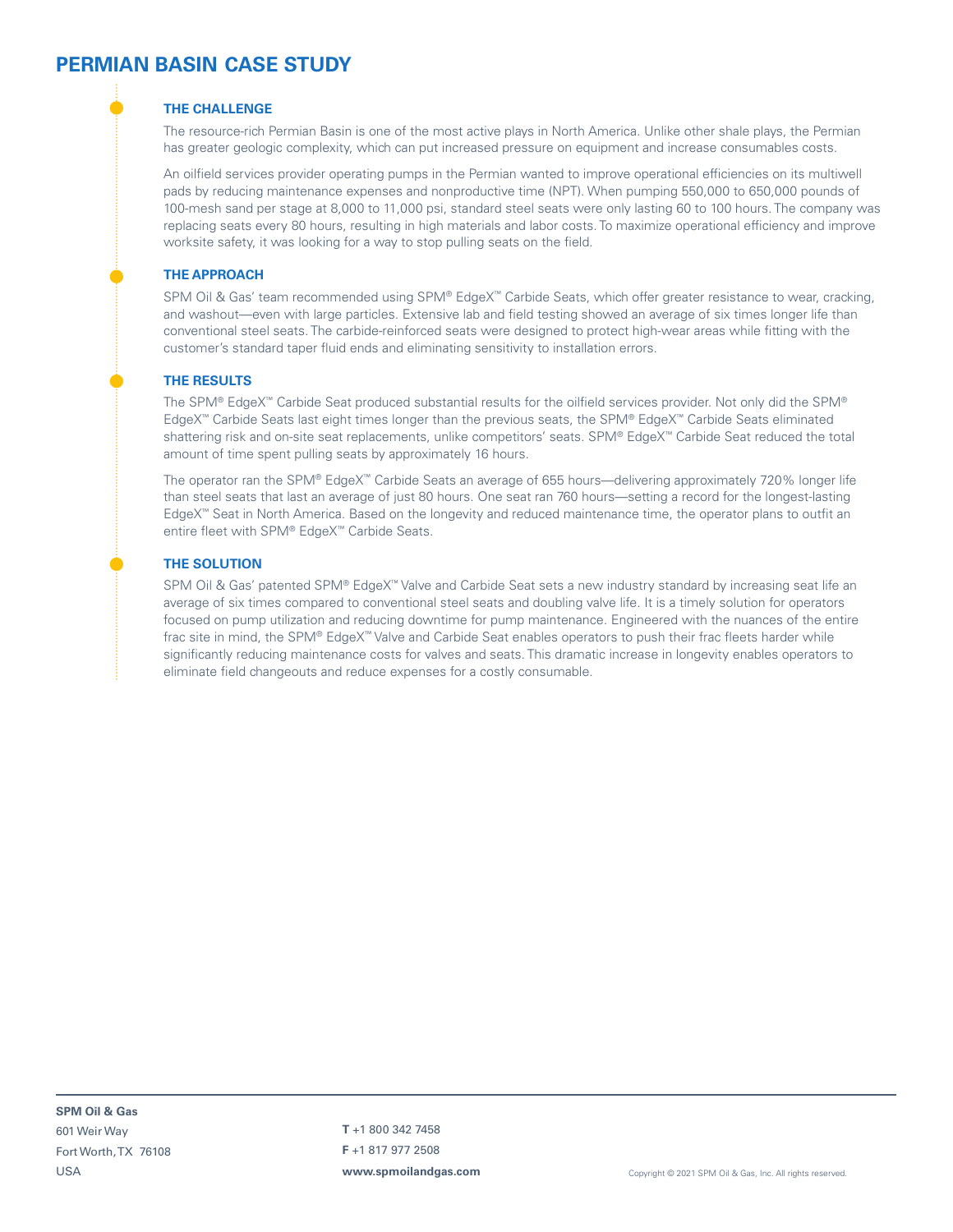# PERMIAN BASIN CASE STUDY

## THE CHALLENGE

The resource-rich Permian Basin is one of the most active plays in North America. Unlike other shale plays, the Permian has greater geologic complexity, which can put increased pressure on equipment and increase consumables costs.

An oilfield services provider operating pumps in the Permian wanted to improve operational efficiencies on its multiwell pads by reducing maintenance expenses and nonproductive time (NPT). When pumping 550,000 to 650,000 pounds of 100-mesh sand per stage at 8,000 to 11,000 psi, standard steel seats were only lasting 60 to 100 hours. The company was replacing seats every 80 hours, resulting in high materials and labor costs. To maximize operational efficiency and improve worksite safety, it was looking for a way to stop pulling seats on the field.

## THE APPROACH

SPM Oil & Gas' team recommended using SPM® EdgeX™ Carbide Seats, which offer greater resistance to wear, cracking, and washout—even with large particles. Extensive lab and field testing showed an average of six times longer life than conventional steel seats. The carbide-reinforced seats were designed to protect high-wear areas while fitting with the customer's standard taper fluid ends and eliminating sensitivity to installation errors.

## THE RESULTS

The SPM® EdgeX™ Carbide Seat produced substantial results for the oilfield services provider. Not only did the SPM® EdgeX™ Carbide Seats last eight times longer than the previous seats, the SPM® EdgeX™ Carbide Seats eliminated shattering risk and on-site seat replacements, unlike competitors' seats. SPM® EdgeX™ Carbide Seat reduced the total amount of time spent pulling seats by approximately 16 hours.

The operator ran the SPM® EdgeX™ Carbide Seats an average of 655 hours—delivering approximately 720% longer life than steel seats that last an average of just 80 hours. One seat ran 760 hours—setting a record for the longest-lasting EdgeX™ Seat in North America. Based on the longevity and reduced maintenance time, the operator plans to outfit an entire fleet with SPM® EdgeX™ Carbide Seats.

## THE SOLUTION

SPM Oil & Gas' patented SPM® EdgeX™ Valve and Carbide Seat sets a new industry standard by increasing seat life an average of six times compared to conventional steel seats and doubling valve life. It is a timely solution for operators focused on pump utilization and reducing downtime for pump maintenance. Engineered with the nuances of the entire frac site in mind, the SPM® EdgeX™ Valve and Carbide Seat enables operators to push their frac fleets harder while significantly reducing maintenance costs for valves and seats. This dramatic increase in longevity enables operators to eliminate field changeouts and reduce expenses for a costly consumable.

**SPM Oil & Gas**
601 Weir Way
Fort Worth, TX 76108
USA

**T** +1 800 342 7458
**F** +1 817 977 2508
**www.spmoilandgas.com**

Copyright © 2021 SPM Oil & Gas, Inc. All rights reserved.